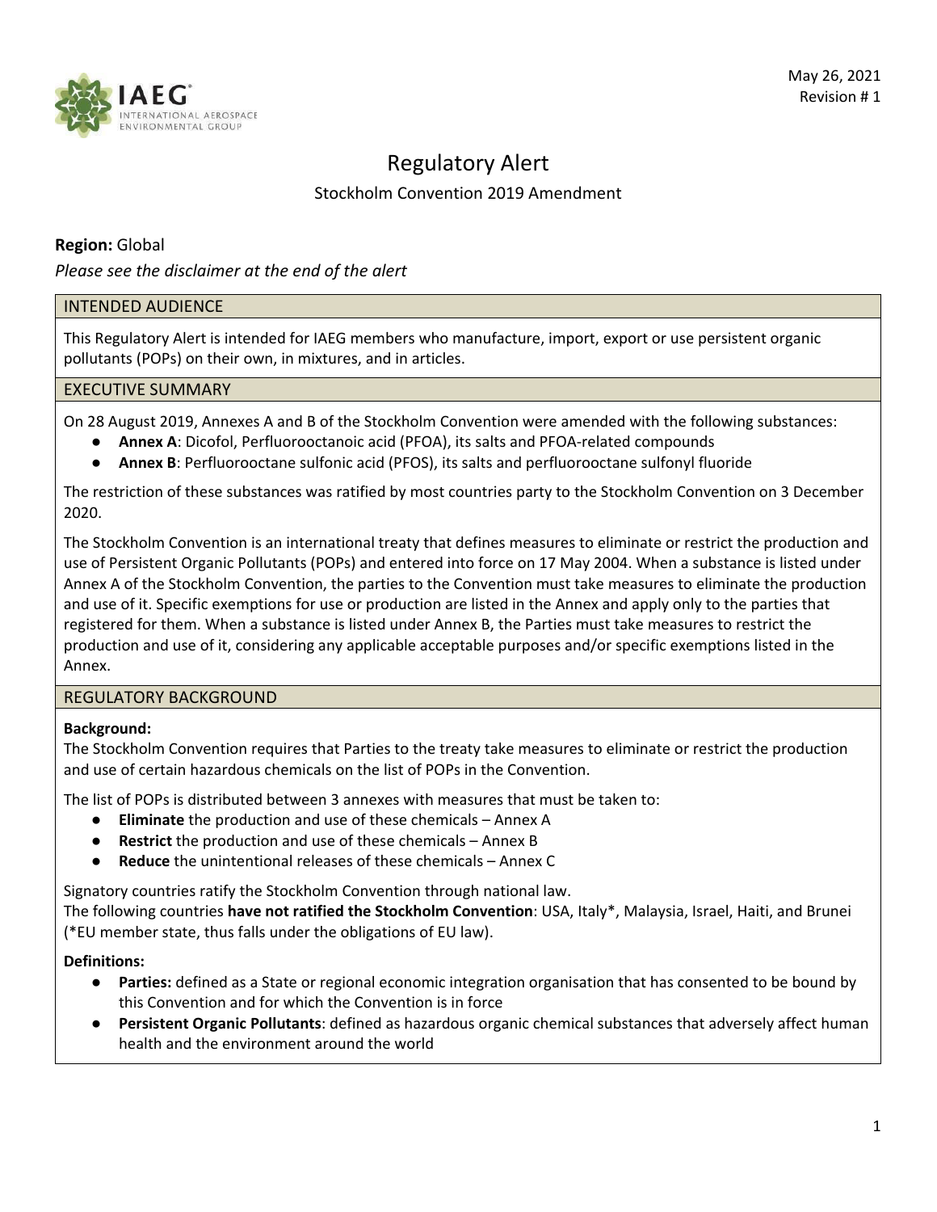May 26, 2021
Revision # 1

# Regulatory Alert

Stockholm Convention 2019 Amendment

**Region:** Global

*Please see the disclaimer at the end of the alert*

## INTENDED AUDIENCE

This Regulatory Alert is intended for IAEG members who manufacture, import, export or use persistent organic pollutants (POPs) on their own, in mixtures, and in articles.

## EXECUTIVE SUMMARY

On 28 August 2019, Annexes A and B of the Stockholm Convention were amended with the following substances:

- **Annex A**: Dicofol, Perfluorooctanoic acid (PFOA), its salts and PFOA-related compounds
- **Annex B**: Perfluorooctane sulfonic acid (PFOS), its salts and perfluorooctane sulfonyl fluoride

The restriction of these substances was ratified by most countries party to the Stockholm Convention on 3 December 2020.

The Stockholm Convention is an international treaty that defines measures to eliminate or restrict the production and use of Persistent Organic Pollutants (POPs) and entered into force on 17 May 2004. When a substance is listed under Annex A of the Stockholm Convention, the parties to the Convention must take measures to eliminate the production and use of it. Specific exemptions for use or production are listed in the Annex and apply only to the parties that registered for them. When a substance is listed under Annex B, the Parties must take measures to restrict the production and use of it, considering any applicable acceptable purposes and/or specific exemptions listed in the Annex.

## REGULATORY BACKGROUND

**Background:**
The Stockholm Convention requires that Parties to the treaty take measures to eliminate or restrict the production and use of certain hazardous chemicals on the list of POPs in the Convention.

The list of POPs is distributed between 3 annexes with measures that must be taken to:

- **Eliminate** the production and use of these chemicals – Annex A
- **Restrict** the production and use of these chemicals – Annex B
- **Reduce** the unintentional releases of these chemicals – Annex C

Signatory countries ratify the Stockholm Convention through national law.
The following countries **have not ratified the Stockholm Convention**: USA, Italy*, Malaysia, Israel, Haiti, and Brunei (*EU member state, thus falls under the obligations of EU law).

**Definitions:**

- **Parties:** defined as a State or regional economic integration organisation that has consented to be bound by this Convention and for which the Convention is in force
- **Persistent Organic Pollutants**: defined as hazardous organic chemical substances that adversely affect human health and the environment around the world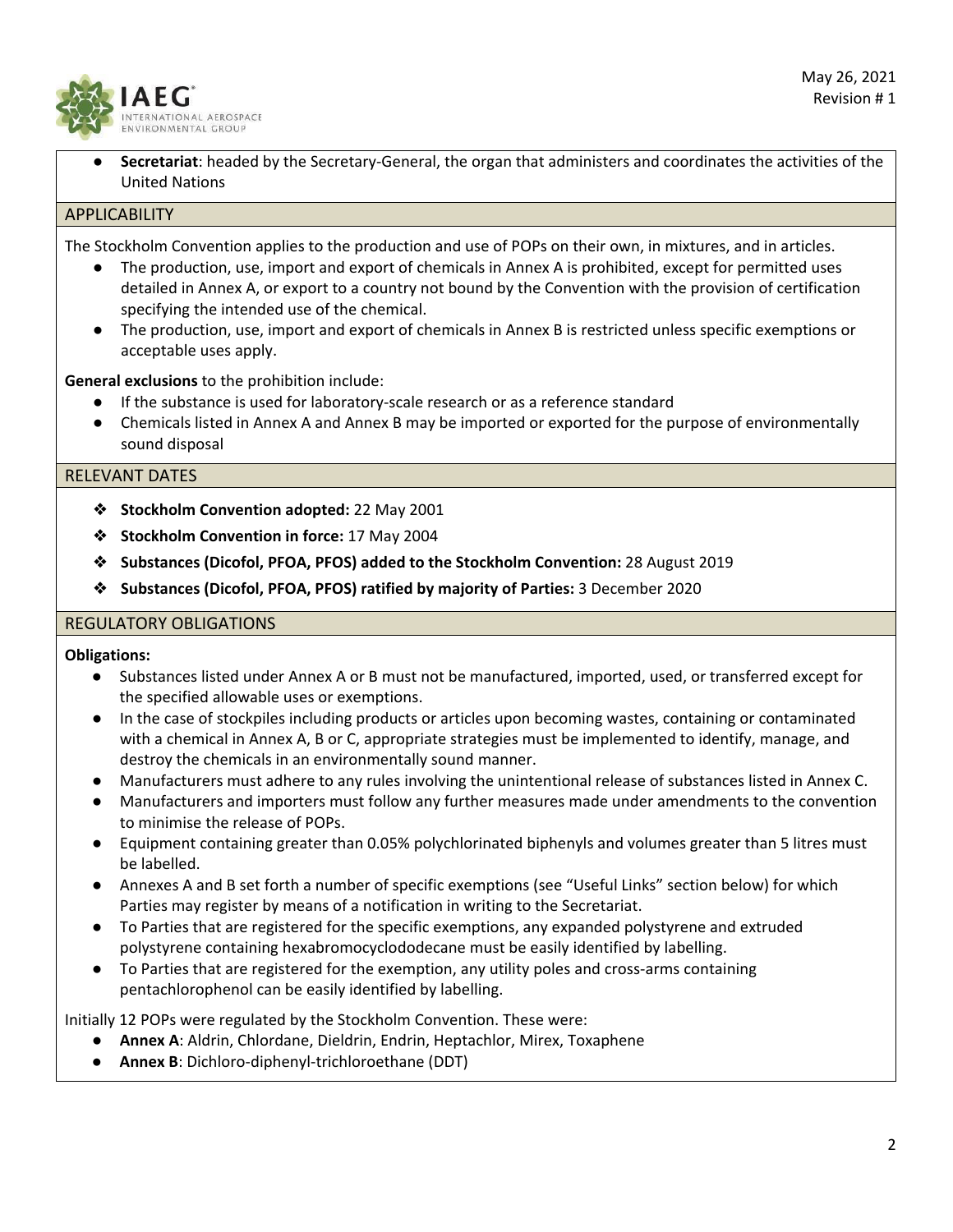- **Secretariat**: headed by the Secretary-General, the organ that administers and coordinates the activities of the United Nations

## APPLICABILITY

The Stockholm Convention applies to the production and use of POPs on their own, in mixtures, and in articles.

- The production, use, import and export of chemicals in Annex A is prohibited, except for permitted uses detailed in Annex A, or export to a country not bound by the Convention with the provision of certification specifying the intended use of the chemical.
- The production, use, import and export of chemicals in Annex B is restricted unless specific exemptions or acceptable uses apply.

**General exclusions** to the prohibition include:

- If the substance is used for laboratory-scale research or as a reference standard
- Chemicals listed in Annex A and Annex B may be imported or exported for the purpose of environmentally sound disposal

## RELEVANT DATES

- **Stockholm Convention adopted:** 22 May 2001
- **Stockholm Convention in force:** 17 May 2004
- **Substances (Dicofol, PFOA, PFOS) added to the Stockholm Convention:** 28 August 2019
- **Substances (Dicofol, PFOA, PFOS) ratified by majority of Parties:** 3 December 2020

## REGULATORY OBLIGATIONS

**Obligations:**

- Substances listed under Annex A or B must not be manufactured, imported, used, or transferred except for the specified allowable uses or exemptions.
- In the case of stockpiles including products or articles upon becoming wastes, containing or contaminated with a chemical in Annex A, B or C, appropriate strategies must be implemented to identify, manage, and destroy the chemicals in an environmentally sound manner.
- Manufacturers must adhere to any rules involving the unintentional release of substances listed in Annex C.
- Manufacturers and importers must follow any further measures made under amendments to the convention to minimise the release of POPs.
- Equipment containing greater than 0.05% polychlorinated biphenyls and volumes greater than 5 litres must be labelled.
- Annexes A and B set forth a number of specific exemptions (see "Useful Links" section below) for which Parties may register by means of a notification in writing to the Secretariat.
- To Parties that are registered for the specific exemptions, any expanded polystyrene and extruded polystyrene containing hexabromocyclododecane must be easily identified by labelling.
- To Parties that are registered for the exemption, any utility poles and cross-arms containing pentachlorophenol can be easily identified by labelling.

Initially 12 POPs were regulated by the Stockholm Convention. These were:

- **Annex A**: Aldrin, Chlordane, Dieldrin, Endrin, Heptachlor, Mirex, Toxaphene
- **Annex B**: Dichloro-diphenyl-trichloroethane (DDT)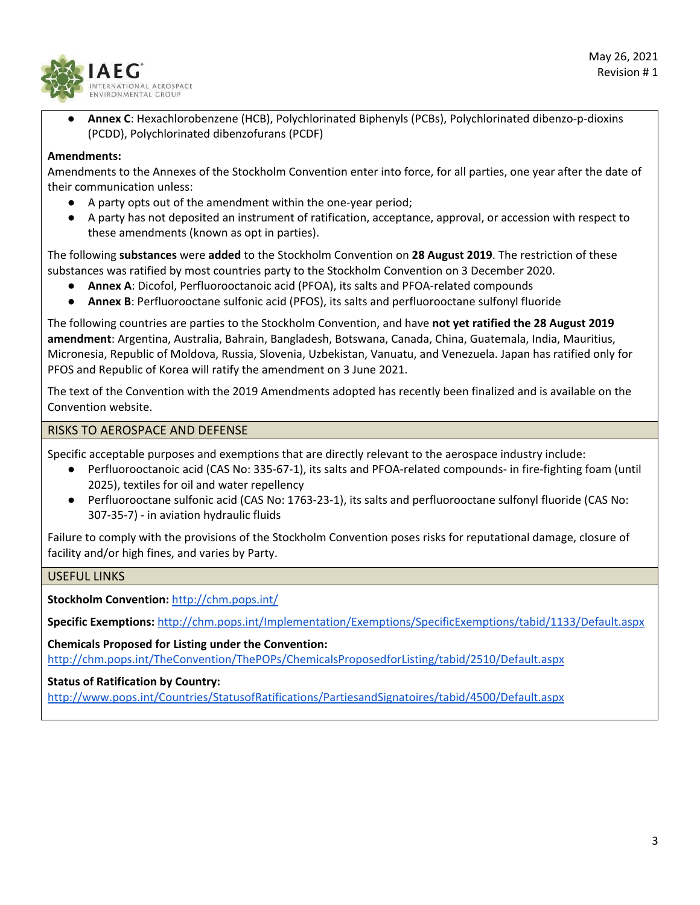- **Annex C**: Hexachlorobenzene (HCB), Polychlorinated Biphenyls (PCBs), Polychlorinated dibenzo-p-dioxins (PCDD), Polychlorinated dibenzofurans (PCDF)

**Amendments:**

Amendments to the Annexes of the Stockholm Convention enter into force, for all parties, one year after the date of their communication unless:

- A party opts out of the amendment within the one-year period;
- A party has not deposited an instrument of ratification, acceptance, approval, or accession with respect to these amendments (known as opt in parties).

The following **substances** were **added** to the Stockholm Convention on **28 August 2019**. The restriction of these substances was ratified by most countries party to the Stockholm Convention on 3 December 2020.

- **Annex A**: Dicofol, Perfluorooctanoic acid (PFOA), its salts and PFOA-related compounds
- **Annex B**: Perfluorooctane sulfonic acid (PFOS), its salts and perfluorooctane sulfonyl fluoride

The following countries are parties to the Stockholm Convention, and have **not yet ratified the 28 August 2019 amendment**: Argentina, Australia, Bahrain, Bangladesh, Botswana, Canada, China, Guatemala, India, Mauritius, Micronesia, Republic of Moldova, Russia, Slovenia, Uzbekistan, Vanuatu, and Venezuela. Japan has ratified only for PFOS and Republic of Korea will ratify the amendment on 3 June 2021.

The text of the Convention with the 2019 Amendments adopted has recently been finalized and is available on the Convention website.

## RISKS TO AEROSPACE AND DEFENSE

Specific acceptable purposes and exemptions that are directly relevant to the aerospace industry include:

- Perfluorooctanoic acid (CAS No: 335-67-1), its salts and PFOA-related compounds- in fire-fighting foam (until 2025), textiles for oil and water repellency
- Perfluorooctane sulfonic acid (CAS No: 1763-23-1), its salts and perfluorooctane sulfonyl fluoride (CAS No: 307-35-7) - in aviation hydraulic fluids

Failure to comply with the provisions of the Stockholm Convention poses risks for reputational damage, closure of facility and/or high fines, and varies by Party.

## USEFUL LINKS

**Stockholm Convention:** http://chm.pops.int/

**Specific Exemptions:** http://chm.pops.int/Implementation/Exemptions/SpecificExemptions/tabid/1133/Default.aspx

**Chemicals Proposed for Listing under the Convention:**
http://chm.pops.int/TheConvention/ThePOPs/ChemicalsProposedforListing/tabid/2510/Default.aspx

**Status of Ratification by Country:**
http://www.pops.int/Countries/StatusofRatifications/PartiesandSignatoires/tabid/4500/Default.aspx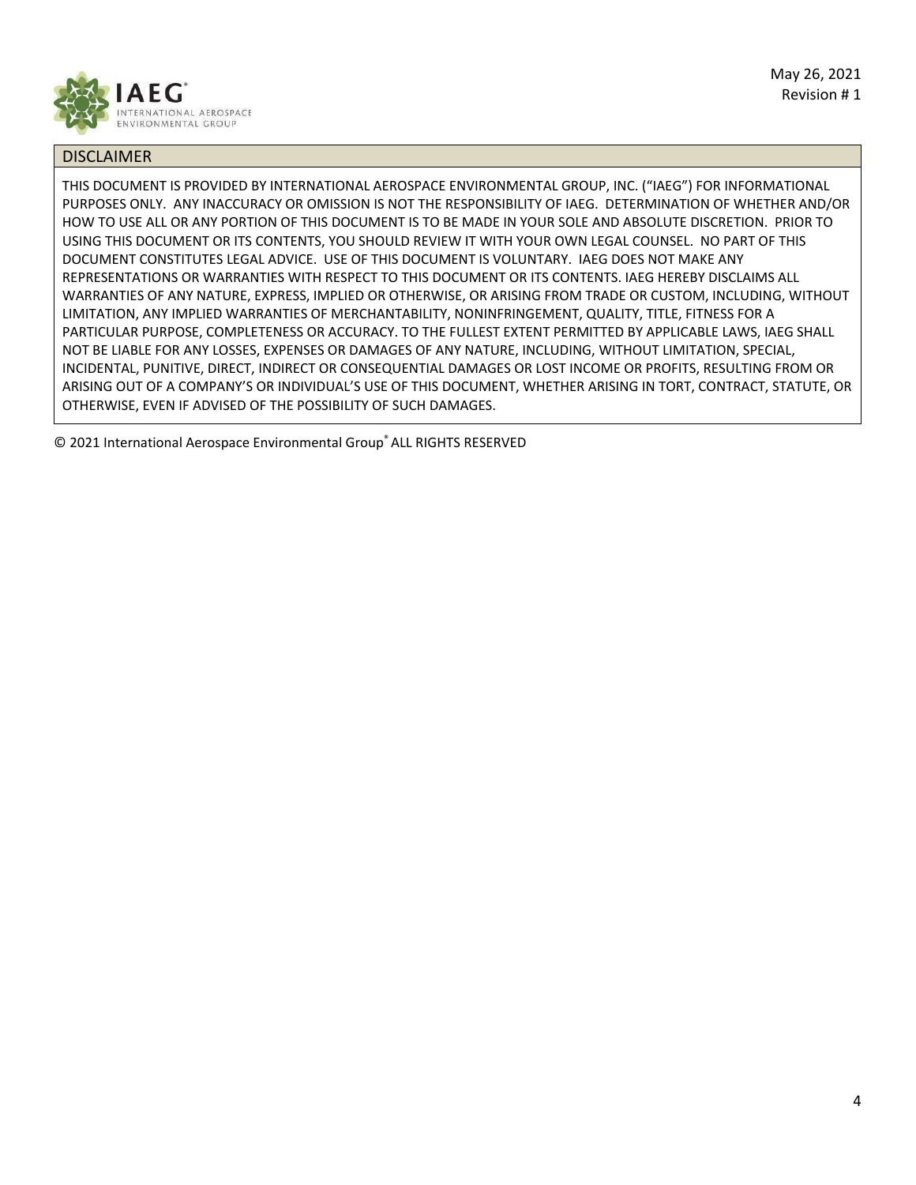## DISCLAIMER

THIS DOCUMENT IS PROVIDED BY INTERNATIONAL AEROSPACE ENVIRONMENTAL GROUP, INC. ("IAEG") FOR INFORMATIONAL PURPOSES ONLY. ANY INACCURACY OR OMISSION IS NOT THE RESPONSIBILITY OF IAEG. DETERMINATION OF WHETHER AND/OR HOW TO USE ALL OR ANY PORTION OF THIS DOCUMENT IS TO BE MADE IN YOUR SOLE AND ABSOLUTE DISCRETION. PRIOR TO USING THIS DOCUMENT OR ITS CONTENTS, YOU SHOULD REVIEW IT WITH YOUR OWN LEGAL COUNSEL. NO PART OF THIS DOCUMENT CONSTITUTES LEGAL ADVICE. USE OF THIS DOCUMENT IS VOLUNTARY. IAEG DOES NOT MAKE ANY REPRESENTATIONS OR WARRANTIES WITH RESPECT TO THIS DOCUMENT OR ITS CONTENTS. IAEG HEREBY DISCLAIMS ALL WARRANTIES OF ANY NATURE, EXPRESS, IMPLIED OR OTHERWISE, OR ARISING FROM TRADE OR CUSTOM, INCLUDING, WITHOUT LIMITATION, ANY IMPLIED WARRANTIES OF MERCHANTABILITY, NONINFRINGEMENT, QUALITY, TITLE, FITNESS FOR A PARTICULAR PURPOSE, COMPLETENESS OR ACCURACY. TO THE FULLEST EXTENT PERMITTED BY APPLICABLE LAWS, IAEG SHALL NOT BE LIABLE FOR ANY LOSSES, EXPENSES OR DAMAGES OF ANY NATURE, INCLUDING, WITHOUT LIMITATION, SPECIAL, INCIDENTAL, PUNITIVE, DIRECT, INDIRECT OR CONSEQUENTIAL DAMAGES OR LOST INCOME OR PROFITS, RESULTING FROM OR ARISING OUT OF A COMPANY'S OR INDIVIDUAL'S USE OF THIS DOCUMENT, WHETHER ARISING IN TORT, CONTRACT, STATUTE, OR OTHERWISE, EVEN IF ADVISED OF THE POSSIBILITY OF SUCH DAMAGES.

© 2021 International Aerospace Environmental Group® ALL RIGHTS RESERVED